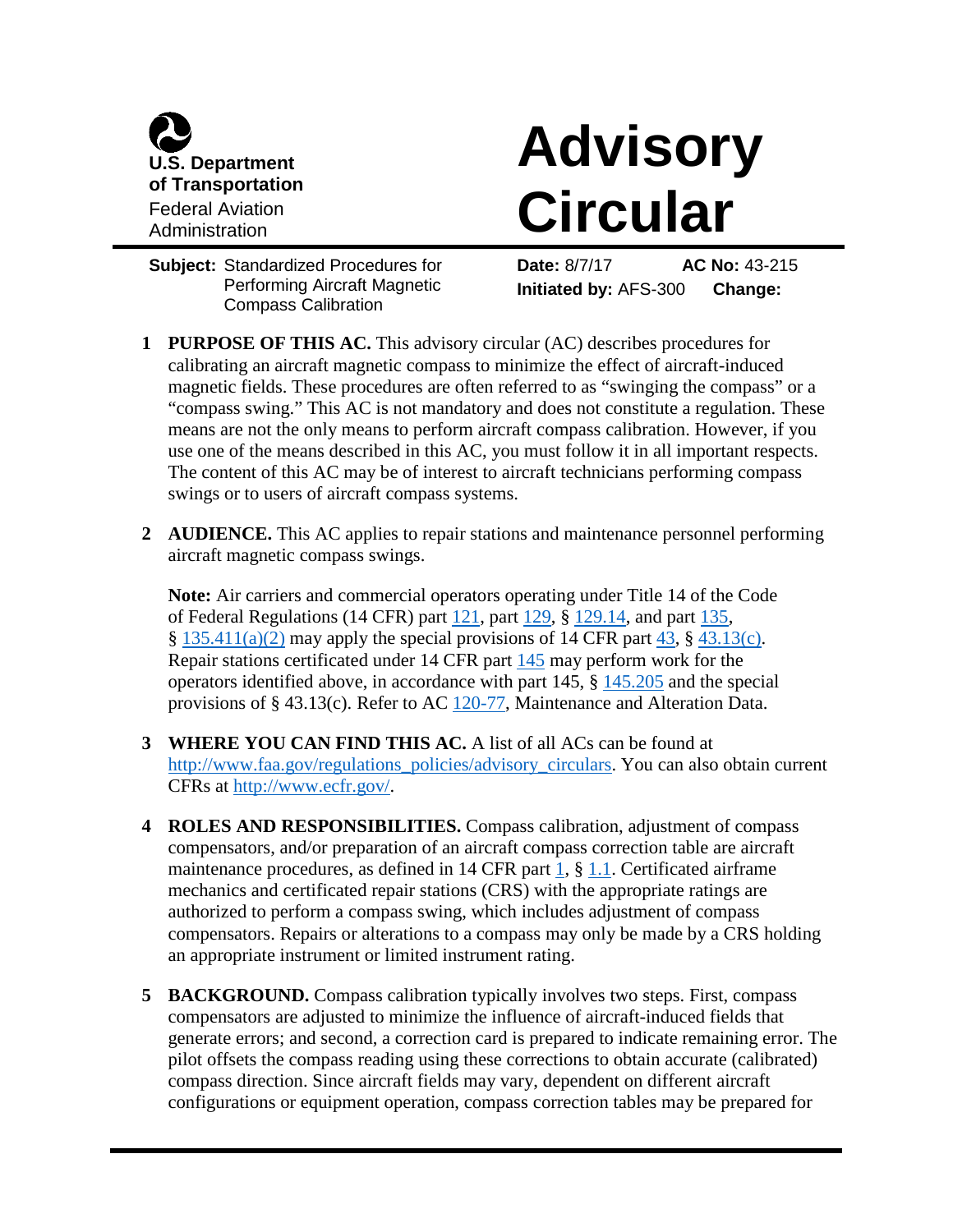U.S. Department of Transportation
Federal Aviation Administration

# Advisory Circular

**Subject:** Standardized Procedures for Performing Aircraft Magnetic Compass Calibration

**Date:** 8/7/17
**Initiated by:** AFS-300
**AC No:** 43-215
**Change:**

**1 PURPOSE OF THIS AC.** This advisory circular (AC) describes procedures for calibrating an aircraft magnetic compass to minimize the effect of aircraft-induced magnetic fields. These procedures are often referred to as "swinging the compass" or a "compass swing." This AC is not mandatory and does not constitute a regulation. These means are not the only means to perform aircraft compass calibration. However, if you use one of the means described in this AC, you must follow it in all important respects. The content of this AC may be of interest to aircraft technicians performing compass swings or to users of aircraft compass systems.

**2 AUDIENCE.** This AC applies to repair stations and maintenance personnel performing aircraft magnetic compass swings.

**Note:** Air carriers and commercial operators operating under Title 14 of the Code of Federal Regulations (14 CFR) part 121, part 129, § 129.14, and part 135, § 135.411(a)(2) may apply the special provisions of 14 CFR part 43, § 43.13(c). Repair stations certificated under 14 CFR part 145 may perform work for the operators identified above, in accordance with part 145, § 145.205 and the special provisions of § 43.13(c). Refer to AC 120-77, Maintenance and Alteration Data.

**3 WHERE YOU CAN FIND THIS AC.** A list of all ACs can be found at http://www.faa.gov/regulations_policies/advisory_circulars. You can also obtain current CFRs at http://www.ecfr.gov/.

**4 ROLES AND RESPONSIBILITIES.** Compass calibration, adjustment of compass compensators, and/or preparation of an aircraft compass correction table are aircraft maintenance procedures, as defined in 14 CFR part 1, § 1.1. Certificated airframe mechanics and certificated repair stations (CRS) with the appropriate ratings are authorized to perform a compass swing, which includes adjustment of compass compensators. Repairs or alterations to a compass may only be made by a CRS holding an appropriate instrument or limited instrument rating.

**5 BACKGROUND.** Compass calibration typically involves two steps. First, compass compensators are adjusted to minimize the influence of aircraft-induced fields that generate errors; and second, a correction card is prepared to indicate remaining error. The pilot offsets the compass reading using these corrections to obtain accurate (calibrated) compass direction. Since aircraft fields may vary, dependent on different aircraft configurations or equipment operation, compass correction tables may be prepared for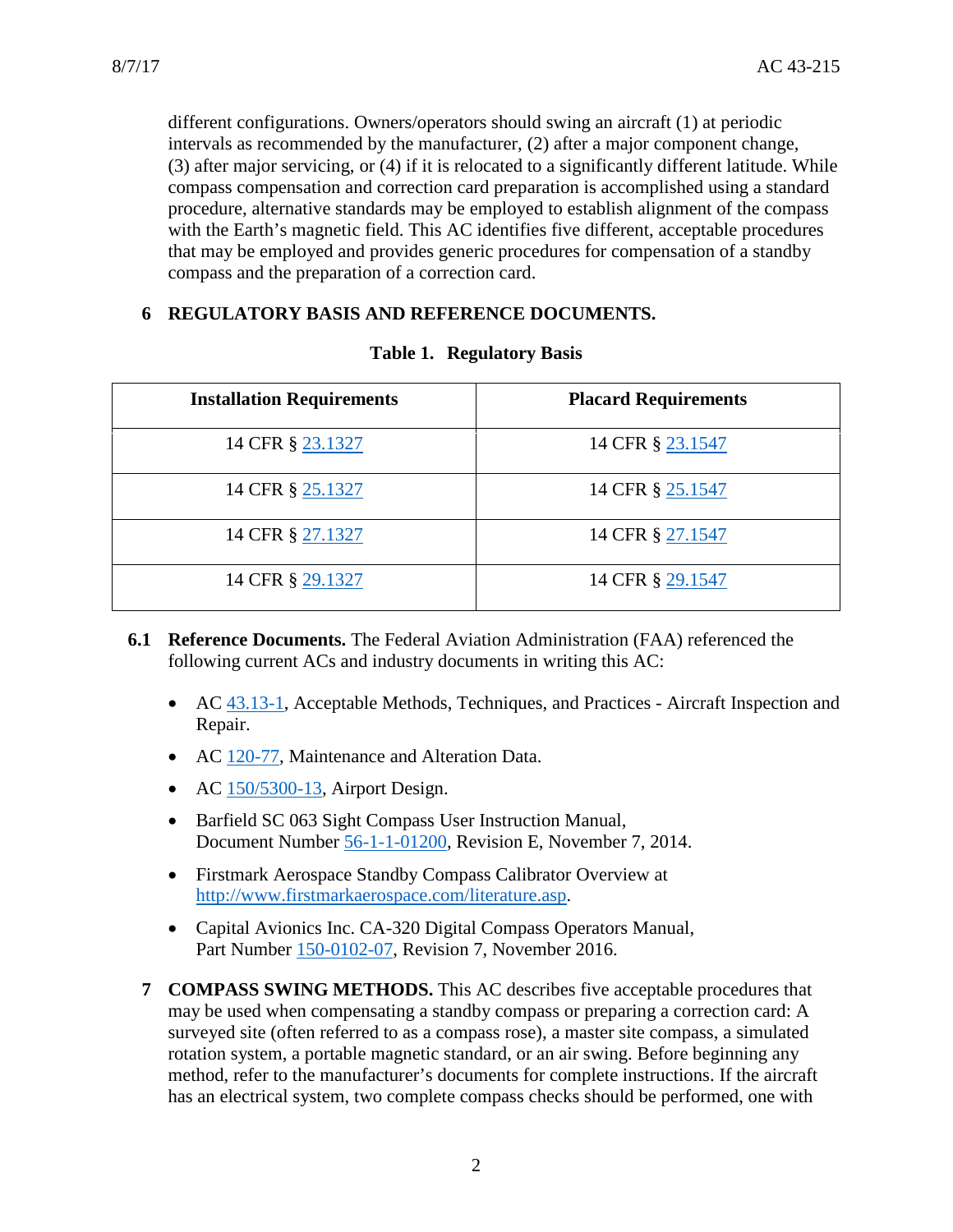different configurations. Owners/operators should swing an aircraft (1) at periodic intervals as recommended by the manufacturer, (2) after a major component change, (3) after major servicing, or (4) if it is relocated to a significantly different latitude. While compass compensation and correction card preparation is accomplished using a standard procedure, alternative standards may be employed to establish alignment of the compass with the Earth's magnetic field. This AC identifies five different, acceptable procedures that may be employed and provides generic procedures for compensation of a standby compass and the preparation of a correction card.

## 6 REGULATORY BASIS AND REFERENCE DOCUMENTS.

**Table 1. Regulatory Basis**

| Installation Requirements | Placard Requirements |
| --- | --- |
| 14 CFR § 23.1327 | 14 CFR § 23.1547 |
| 14 CFR § 25.1327 | 14 CFR § 25.1547 |
| 14 CFR § 27.1327 | 14 CFR § 27.1547 |
| 14 CFR § 29.1327 | 14 CFR § 29.1547 |

**6.1 Reference Documents.** The Federal Aviation Administration (FAA) referenced the following current ACs and industry documents in writing this AC:

- AC 43.13-1, Acceptable Methods, Techniques, and Practices - Aircraft Inspection and Repair.
- AC 120-77, Maintenance and Alteration Data.
- AC 150/5300-13, Airport Design.
- Barfield SC 063 Sight Compass User Instruction Manual, Document Number 56-1-1-01200, Revision E, November 7, 2014.
- Firstmark Aerospace Standby Compass Calibrator Overview at http://www.firstmarkaerospace.com/literature.asp.
- Capital Avionics Inc. CA-320 Digital Compass Operators Manual, Part Number 150-0102-07, Revision 7, November 2016.

**7 COMPASS SWING METHODS.** This AC describes five acceptable procedures that may be used when compensating a standby compass or preparing a correction card: A surveyed site (often referred to as a compass rose), a master site compass, a simulated rotation system, a portable magnetic standard, or an air swing. Before beginning any method, refer to the manufacturer's documents for complete instructions. If the aircraft has an electrical system, two complete compass checks should be performed, one with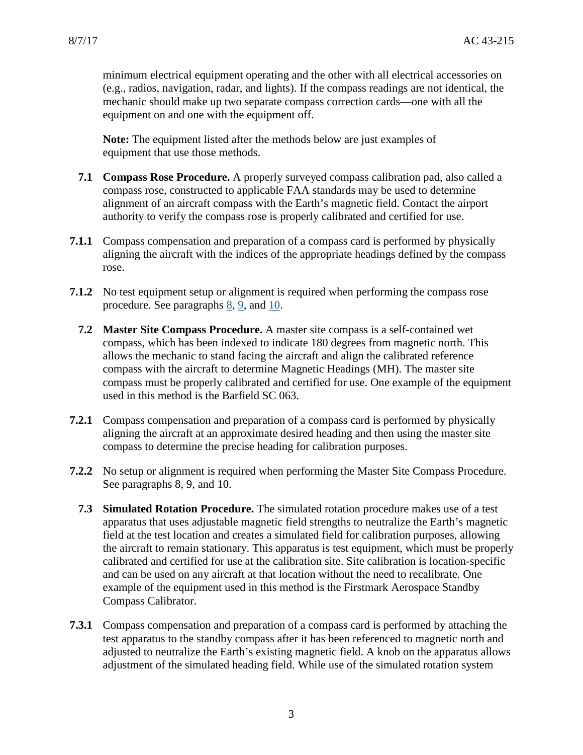minimum electrical equipment operating and the other with all electrical accessories on (e.g., radios, navigation, radar, and lights). If the compass readings are not identical, the mechanic should make up two separate compass correction cards—one with all the equipment on and one with the equipment off.

**Note:** The equipment listed after the methods below are just examples of equipment that use those methods.

**7.1 Compass Rose Procedure.** A properly surveyed compass calibration pad, also called a compass rose, constructed to applicable FAA standards may be used to determine alignment of an aircraft compass with the Earth's magnetic field. Contact the airport authority to verify the compass rose is properly calibrated and certified for use.

**7.1.1** Compass compensation and preparation of a compass card is performed by physically aligning the aircraft with the indices of the appropriate headings defined by the compass rose.

**7.1.2** No test equipment setup or alignment is required when performing the compass rose procedure. See paragraphs 8, 9, and 10.

**7.2 Master Site Compass Procedure.** A master site compass is a self-contained wet compass, which has been indexed to indicate 180 degrees from magnetic north. This allows the mechanic to stand facing the aircraft and align the calibrated reference compass with the aircraft to determine Magnetic Headings (MH). The master site compass must be properly calibrated and certified for use. One example of the equipment used in this method is the Barfield SC 063.

**7.2.1** Compass compensation and preparation of a compass card is performed by physically aligning the aircraft at an approximate desired heading and then using the master site compass to determine the precise heading for calibration purposes.

**7.2.2** No setup or alignment is required when performing the Master Site Compass Procedure. See paragraphs 8, 9, and 10.

**7.3 Simulated Rotation Procedure.** The simulated rotation procedure makes use of a test apparatus that uses adjustable magnetic field strengths to neutralize the Earth's magnetic field at the test location and creates a simulated field for calibration purposes, allowing the aircraft to remain stationary. This apparatus is test equipment, which must be properly calibrated and certified for use at the calibration site. Site calibration is location-specific and can be used on any aircraft at that location without the need to recalibrate. One example of the equipment used in this method is the Firstmark Aerospace Standby Compass Calibrator.

**7.3.1** Compass compensation and preparation of a compass card is performed by attaching the test apparatus to the standby compass after it has been referenced to magnetic north and adjusted to neutralize the Earth's existing magnetic field. A knob on the apparatus allows adjustment of the simulated heading field. While use of the simulated rotation system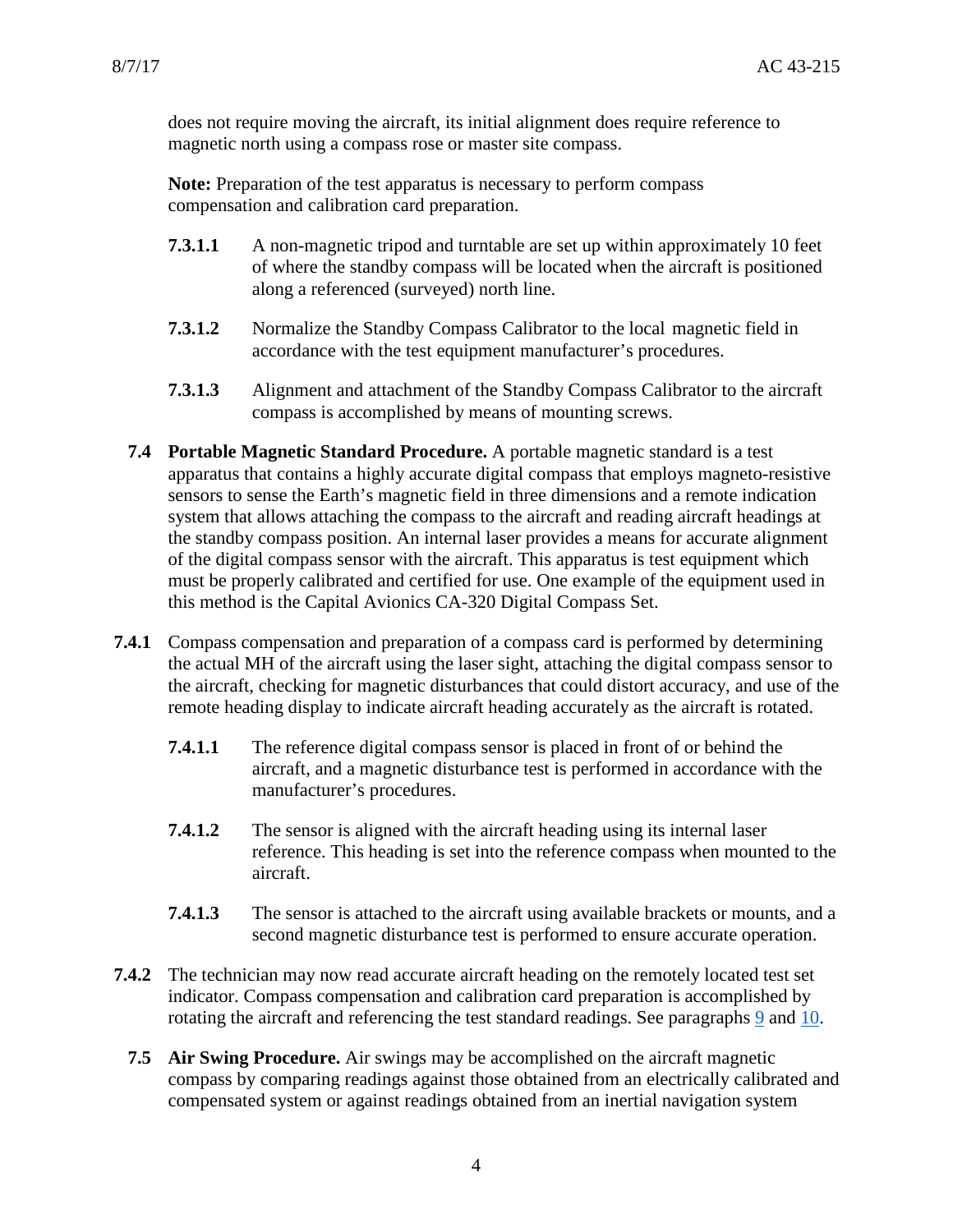does not require moving the aircraft, its initial alignment does require reference to magnetic north using a compass rose or master site compass.

**Note:** Preparation of the test apparatus is necessary to perform compass compensation and calibration card preparation.

**7.3.1.1** A non-magnetic tripod and turntable are set up within approximately 10 feet of where the standby compass will be located when the aircraft is positioned along a referenced (surveyed) north line.

**7.3.1.2** Normalize the Standby Compass Calibrator to the local magnetic field in accordance with the test equipment manufacturer's procedures.

**7.3.1.3** Alignment and attachment of the Standby Compass Calibrator to the aircraft compass is accomplished by means of mounting screws.

**7.4 Portable Magnetic Standard Procedure.** A portable magnetic standard is a test apparatus that contains a highly accurate digital compass that employs magneto-resistive sensors to sense the Earth's magnetic field in three dimensions and a remote indication system that allows attaching the compass to the aircraft and reading aircraft headings at the standby compass position. An internal laser provides a means for accurate alignment of the digital compass sensor with the aircraft. This apparatus is test equipment which must be properly calibrated and certified for use. One example of the equipment used in this method is the Capital Avionics CA-320 Digital Compass Set.

**7.4.1** Compass compensation and preparation of a compass card is performed by determining the actual MH of the aircraft using the laser sight, attaching the digital compass sensor to the aircraft, checking for magnetic disturbances that could distort accuracy, and use of the remote heading display to indicate aircraft heading accurately as the aircraft is rotated.

**7.4.1.1** The reference digital compass sensor is placed in front of or behind the aircraft, and a magnetic disturbance test is performed in accordance with the manufacturer's procedures.

**7.4.1.2** The sensor is aligned with the aircraft heading using its internal laser reference. This heading is set into the reference compass when mounted to the aircraft.

**7.4.1.3** The sensor is attached to the aircraft using available brackets or mounts, and a second magnetic disturbance test is performed to ensure accurate operation.

**7.4.2** The technician may now read accurate aircraft heading on the remotely located test set indicator. Compass compensation and calibration card preparation is accomplished by rotating the aircraft and referencing the test standard readings. See paragraphs 9 and 10.

**7.5 Air Swing Procedure.** Air swings may be accomplished on the aircraft magnetic compass by comparing readings against those obtained from an electrically calibrated and compensated system or against readings obtained from an inertial navigation system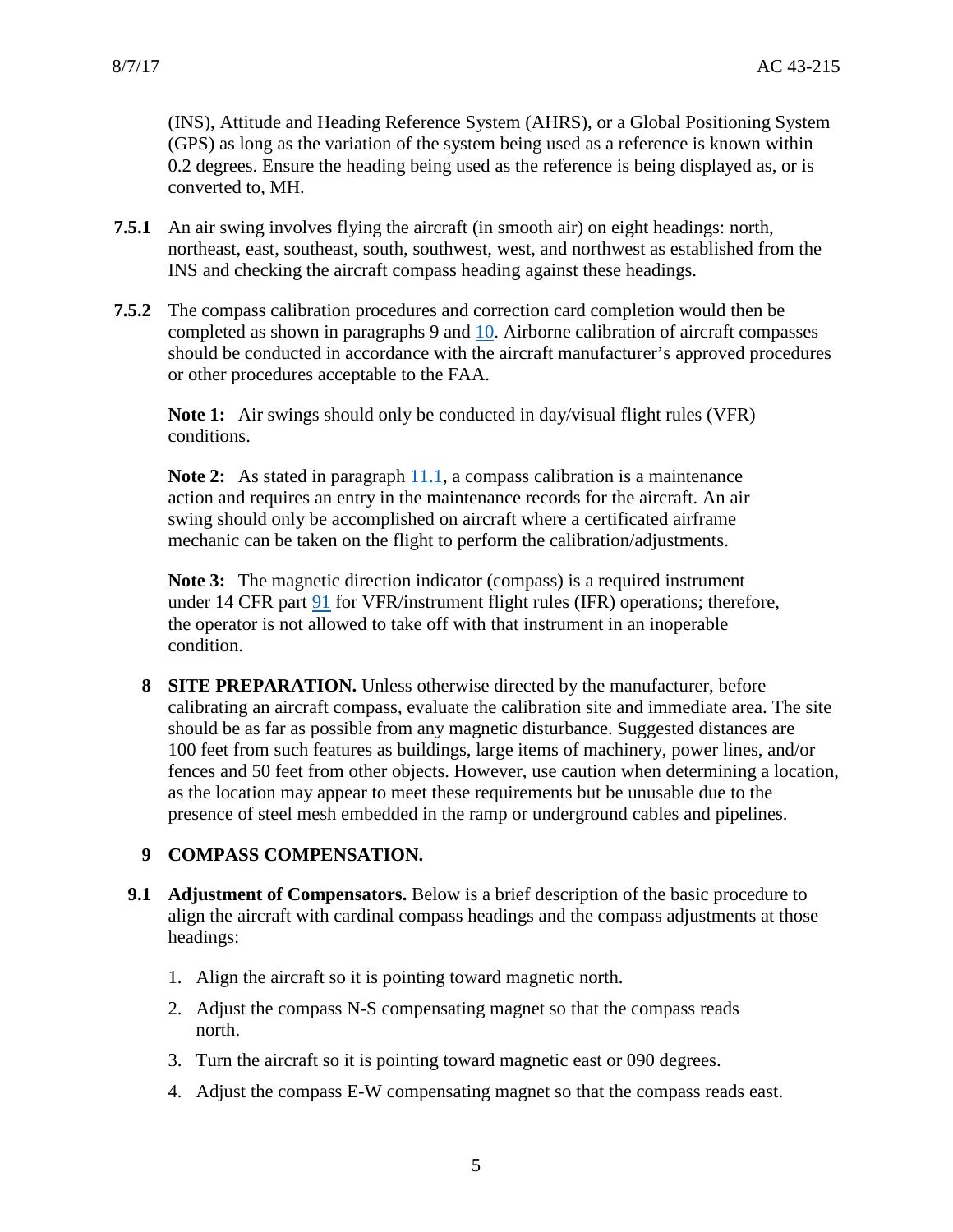(INS), Attitude and Heading Reference System (AHRS), or a Global Positioning System (GPS) as long as the variation of the system being used as a reference is known within 0.2 degrees. Ensure the heading being used as the reference is being displayed as, or is converted to, MH.

**7.5.1** An air swing involves flying the aircraft (in smooth air) on eight headings: north, northeast, east, southeast, south, southwest, west, and northwest as established from the INS and checking the aircraft compass heading against these headings.

**7.5.2** The compass calibration procedures and correction card completion would then be completed as shown in paragraphs 9 and 10. Airborne calibration of aircraft compasses should be conducted in accordance with the aircraft manufacturer's approved procedures or other procedures acceptable to the FAA.

**Note 1:** Air swings should only be conducted in day/visual flight rules (VFR) conditions.

**Note 2:** As stated in paragraph 11.1, a compass calibration is a maintenance action and requires an entry in the maintenance records for the aircraft. An air swing should only be accomplished on aircraft where a certificated airframe mechanic can be taken on the flight to perform the calibration/adjustments.

**Note 3:** The magnetic direction indicator (compass) is a required instrument under 14 CFR part 91 for VFR/instrument flight rules (IFR) operations; therefore, the operator is not allowed to take off with that instrument in an inoperable condition.

## 8 SITE PREPARATION.

Unless otherwise directed by the manufacturer, before calibrating an aircraft compass, evaluate the calibration site and immediate area. The site should be as far as possible from any magnetic disturbance. Suggested distances are 100 feet from such features as buildings, large items of machinery, power lines, and/or fences and 50 feet from other objects. However, use caution when determining a location, as the location may appear to meet these requirements but be unusable due to the presence of steel mesh embedded in the ramp or underground cables and pipelines.

## 9 COMPASS COMPENSATION.

**9.1 Adjustment of Compensators.** Below is a brief description of the basic procedure to align the aircraft with cardinal compass headings and the compass adjustments at those headings:

1. Align the aircraft so it is pointing toward magnetic north.
2. Adjust the compass N-S compensating magnet so that the compass reads north.
3. Turn the aircraft so it is pointing toward magnetic east or 090 degrees.
4. Adjust the compass E-W compensating magnet so that the compass reads east.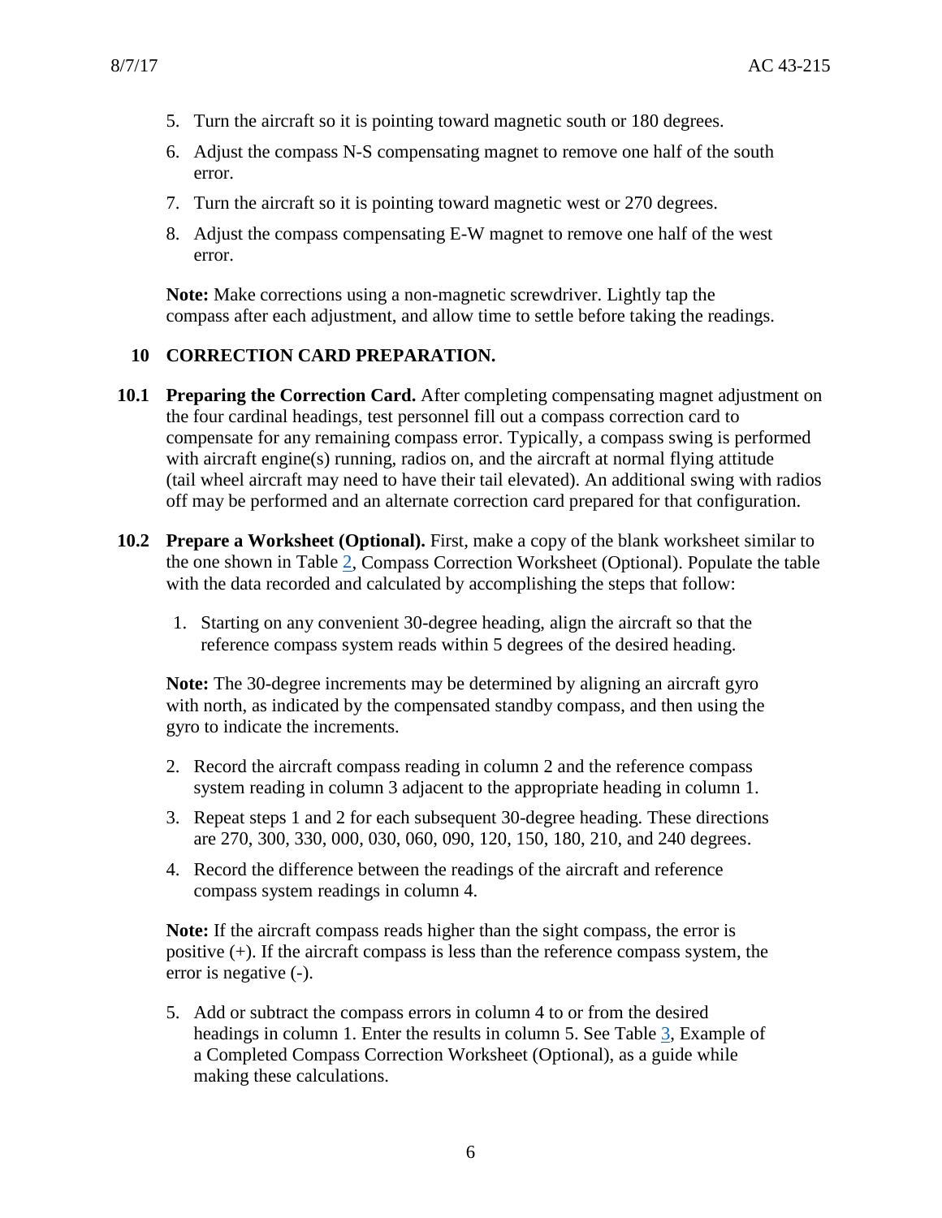5. Turn the aircraft so it is pointing toward magnetic south or 180 degrees.
6. Adjust the compass N-S compensating magnet to remove one half of the south error.
7. Turn the aircraft so it is pointing toward magnetic west or 270 degrees.
8. Adjust the compass compensating E-W magnet to remove one half of the west error.

**Note:** Make corrections using a non-magnetic screwdriver. Lightly tap the compass after each adjustment, and allow time to settle before taking the readings.

## 10 CORRECTION CARD PREPARATION.

**10.1 Preparing the Correction Card.** After completing compensating magnet adjustment on the four cardinal headings, test personnel fill out a compass correction card to compensate for any remaining compass error. Typically, a compass swing is performed with aircraft engine(s) running, radios on, and the aircraft at normal flying attitude (tail wheel aircraft may need to have their tail elevated). An additional swing with radios off may be performed and an alternate correction card prepared for that configuration.

**10.2 Prepare a Worksheet (Optional).** First, make a copy of the blank worksheet similar to the one shown in Table 2, Compass Correction Worksheet (Optional). Populate the table with the data recorded and calculated by accomplishing the steps that follow:

1. Starting on any convenient 30-degree heading, align the aircraft so that the reference compass system reads within 5 degrees of the desired heading.

**Note:** The 30-degree increments may be determined by aligning an aircraft gyro with north, as indicated by the compensated standby compass, and then using the gyro to indicate the increments.

2. Record the aircraft compass reading in column 2 and the reference compass system reading in column 3 adjacent to the appropriate heading in column 1.
3. Repeat steps 1 and 2 for each subsequent 30-degree heading. These directions are 270, 300, 330, 000, 030, 060, 090, 120, 150, 180, 210, and 240 degrees.
4. Record the difference between the readings of the aircraft and reference compass system readings in column 4.

**Note:** If the aircraft compass reads higher than the sight compass, the error is positive (+). If the aircraft compass is less than the reference compass system, the error is negative (-).

5. Add or subtract the compass errors in column 4 to or from the desired headings in column 1. Enter the results in column 5. See Table 3, Example of a Completed Compass Correction Worksheet (Optional), as a guide while making these calculations.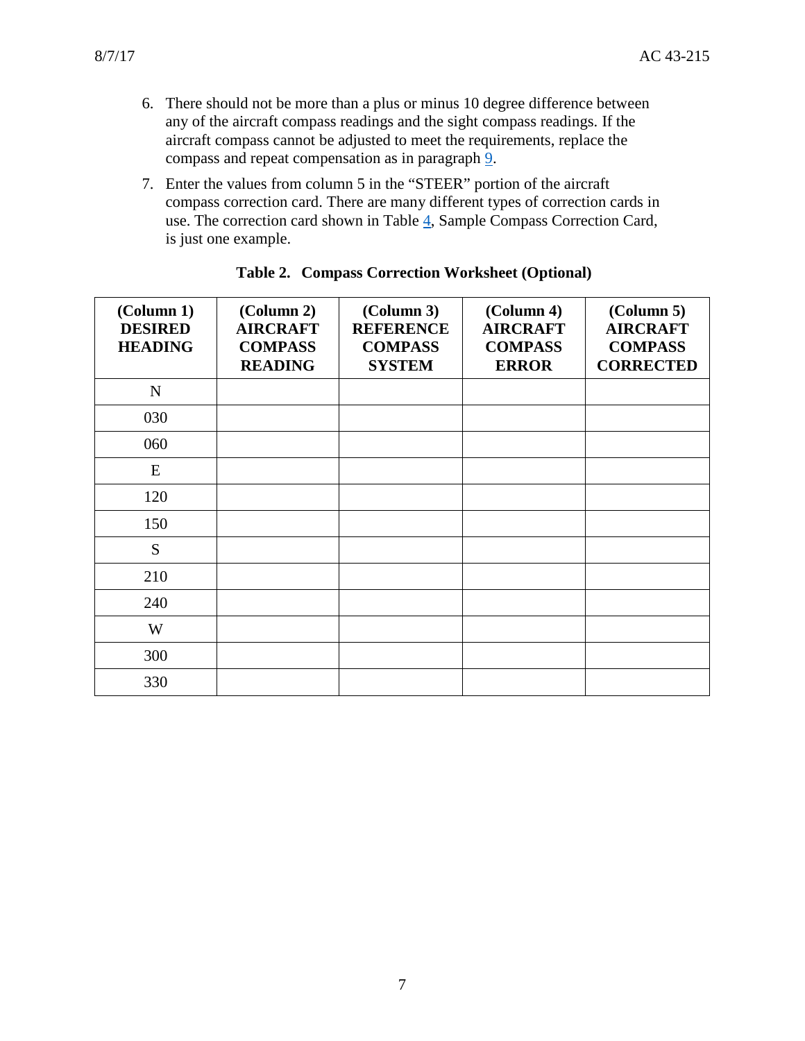6. There should not be more than a plus or minus 10 degree difference between any of the aircraft compass readings and the sight compass readings. If the aircraft compass cannot be adjusted to meet the requirements, replace the compass and repeat compensation as in paragraph 9.

7. Enter the values from column 5 in the "STEER" portion of the aircraft compass correction card. There are many different types of correction cards in use. The correction card shown in Table 4, Sample Compass Correction Card, is just one example.

**Table 2. Compass Correction Worksheet (Optional)**

| (Column 1) DESIRED HEADING | (Column 2) AIRCRAFT COMPASS READING | (Column 3) REFERENCE COMPASS SYSTEM | (Column 4) AIRCRAFT COMPASS ERROR | (Column 5) AIRCRAFT COMPASS CORRECTED |
|---|---|---|---|---|
| N | | | | |
| 030 | | | | |
| 060 | | | | |
| E | | | | |
| 120 | | | | |
| 150 | | | | |
| S | | | | |
| 210 | | | | |
| 240 | | | | |
| W | | | | |
| 300 | | | | |
| 330 | | | | |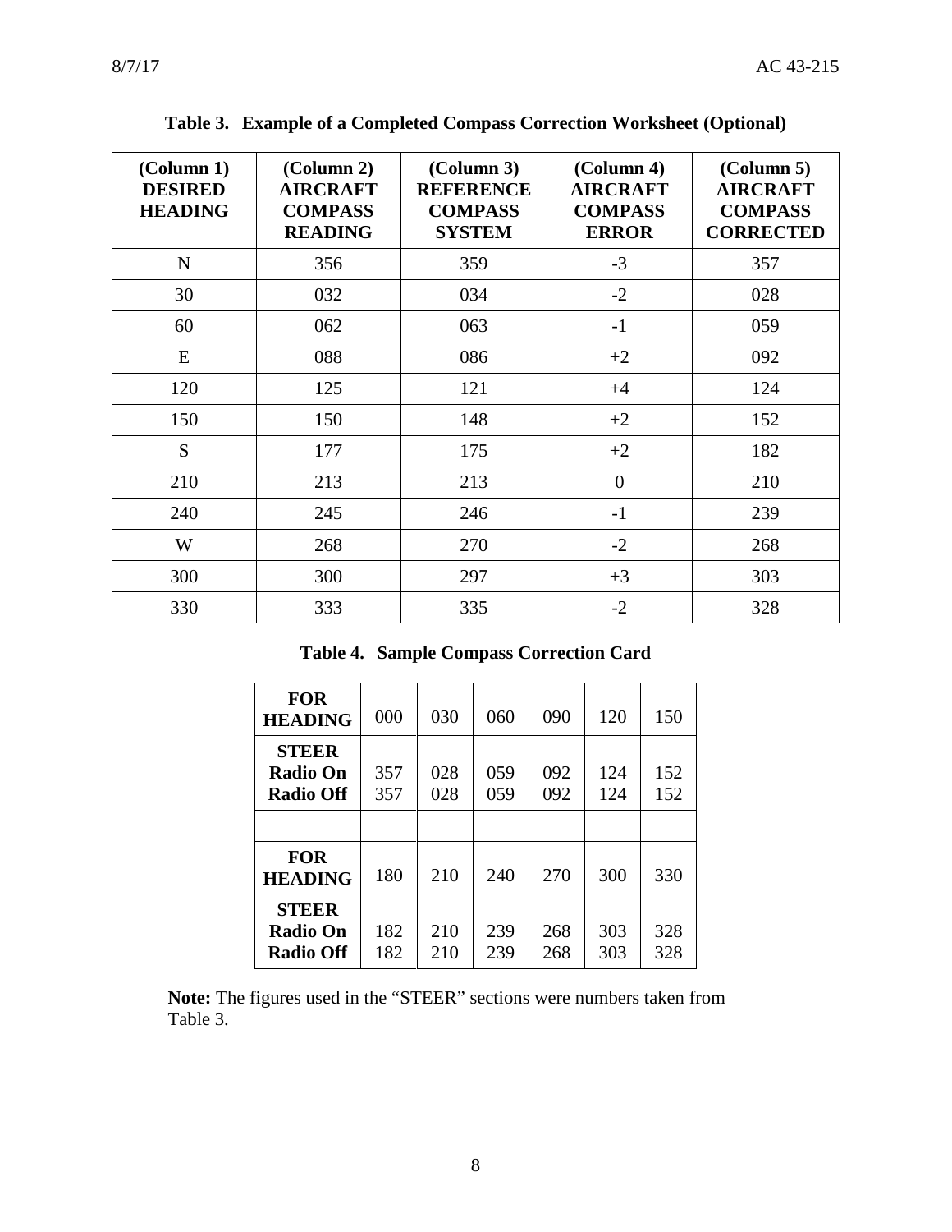**Table 3. Example of a Completed Compass Correction Worksheet (Optional)**

| (Column 1) DESIRED HEADING | (Column 2) AIRCRAFT COMPASS READING | (Column 3) REFERENCE COMPASS SYSTEM | (Column 4) AIRCRAFT COMPASS ERROR | (Column 5) AIRCRAFT COMPASS CORRECTED |
|---|---|---|---|---|
| N | 356 | 359 | -3 | 357 |
| 30 | 032 | 034 | -2 | 028 |
| 60 | 062 | 063 | -1 | 059 |
| E | 088 | 086 | +2 | 092 |
| 120 | 125 | 121 | +4 | 124 |
| 150 | 150 | 148 | +2 | 152 |
| S | 177 | 175 | +2 | 182 |
| 210 | 213 | 213 | 0 | 210 |
| 240 | 245 | 246 | -1 | 239 |
| W | 268 | 270 | -2 | 268 |
| 300 | 300 | 297 | +3 | 303 |
| 330 | 333 | 335 | -2 | 328 |

**Table 4. Sample Compass Correction Card**

| **FOR HEADING** | 000 | 030 | 060 | 090 | 120 | 150 |
|---|---|---|---|---|---|---|
| **STEER** | | | | | | |
| **Radio On** | 357 | 028 | 059 | 092 | 124 | 152 |
| **Radio Off** | 357 | 028 | 059 | 092 | 124 | 152 |
| | | | | | | |
| **FOR HEADING** | 180 | 210 | 240 | 270 | 300 | 330 |
| **STEER** | | | | | | |
| **Radio On** | 182 | 210 | 239 | 268 | 303 | 328 |
| **Radio Off** | 182 | 210 | 239 | 268 | 303 | 328 |

**Note:** The figures used in the "STEER" sections were numbers taken from Table 3.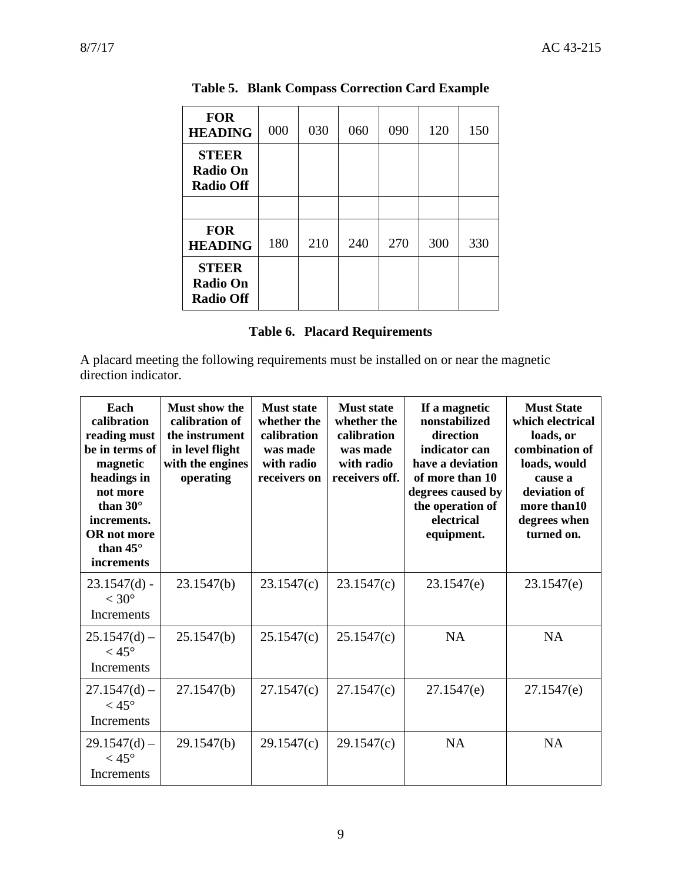**Table 5. Blank Compass Correction Card Example**

| **FOR HEADING** | 000 | 030 | 060 | 090 | 120 | 150 |
|---|---|---|---|---|---|---|
| **STEER Radio On Radio Off** | | | | | | |
| | | | | | | |
| **FOR HEADING** | 180 | 210 | 240 | 270 | 300 | 330 |
| **STEER Radio On Radio Off** | | | | | | |

**Table 6. Placard Requirements**

A placard meeting the following requirements must be installed on or near the magnetic direction indicator.

| **Each calibration reading must be in terms of magnetic headings in not more than 30° increments. OR not more than 45° increments** | **Must show the calibration of the instrument in level flight with the engines operating** | **Must state whether the calibration was made with radio receivers on** | **Must state whether the calibration was made with radio receivers off.** | **If a magnetic nonstabilized direction indicator can have a deviation of more than 10 degrees caused by the operation of electrical equipment.** | **Must State which electrical loads, or combination of loads, would cause a deviation of more than10 degrees when turned on.** |
|---|---|---|---|---|---|
| 23.1547(d) - < 30° Increments | 23.1547(b) | 23.1547(c) | 23.1547(c) | 23.1547(e) | 23.1547(e) |
| 25.1547(d) – < 45° Increments | 25.1547(b) | 25.1547(c) | 25.1547(c) | NA | NA |
| 27.1547(d) – < 45° Increments | 27.1547(b) | 27.1547(c) | 27.1547(c) | 27.1547(e) | 27.1547(e) |
| 29.1547(d) – < 45° Increments | 29.1547(b) | 29.1547(c) | 29.1547(c) | NA | NA |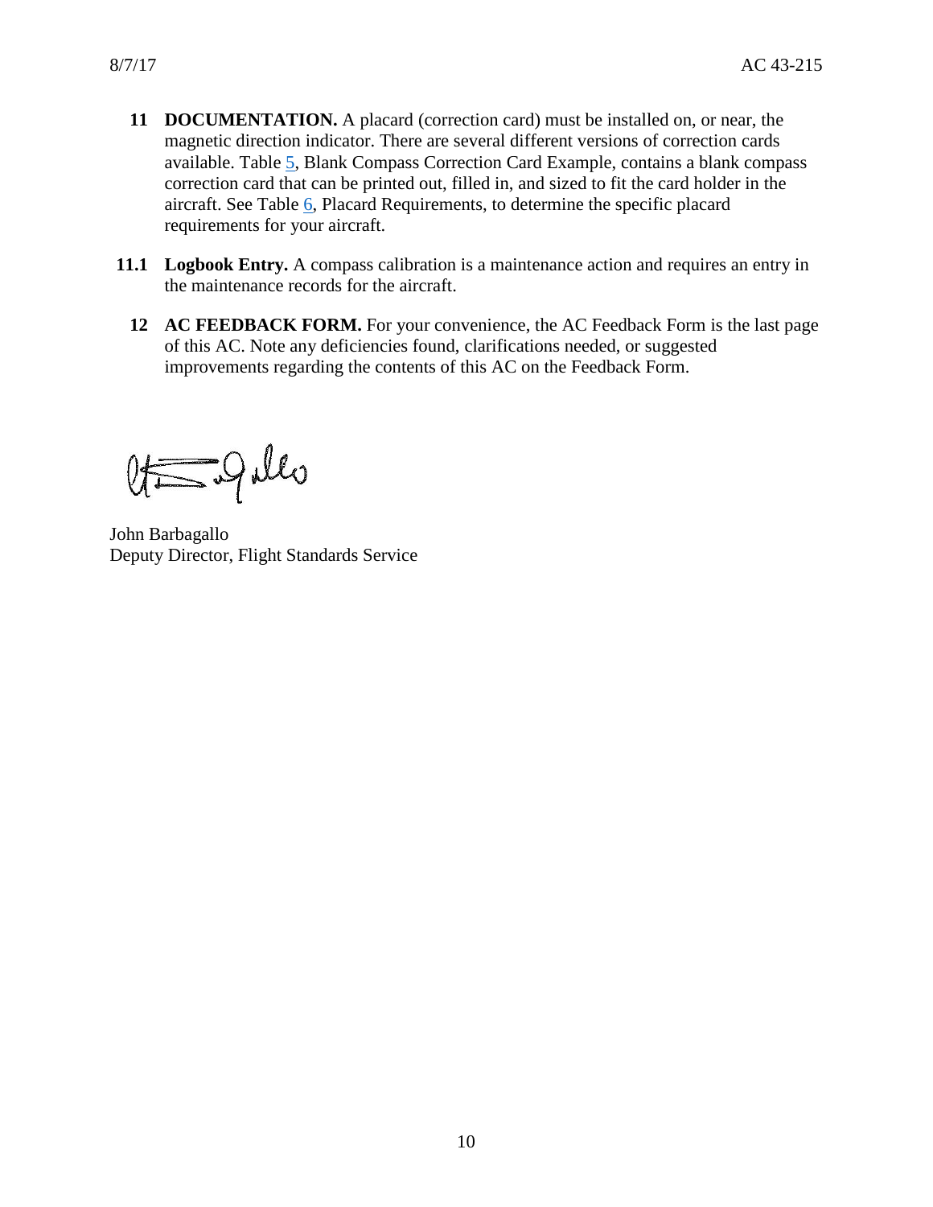**11 DOCUMENTATION.** A placard (correction card) must be installed on, or near, the magnetic direction indicator. There are several different versions of correction cards available. Table 5, Blank Compass Correction Card Example, contains a blank compass correction card that can be printed out, filled in, and sized to fit the card holder in the aircraft. See Table 6, Placard Requirements, to determine the specific placard requirements for your aircraft.

**11.1 Logbook Entry.** A compass calibration is a maintenance action and requires an entry in the maintenance records for the aircraft.

**12 AC FEEDBACK FORM.** For your convenience, the AC Feedback Form is the last page of this AC. Note any deficiencies found, clarifications needed, or suggested improvements regarding the contents of this AC on the Feedback Form.

John Barbagallo
Deputy Director, Flight Standards Service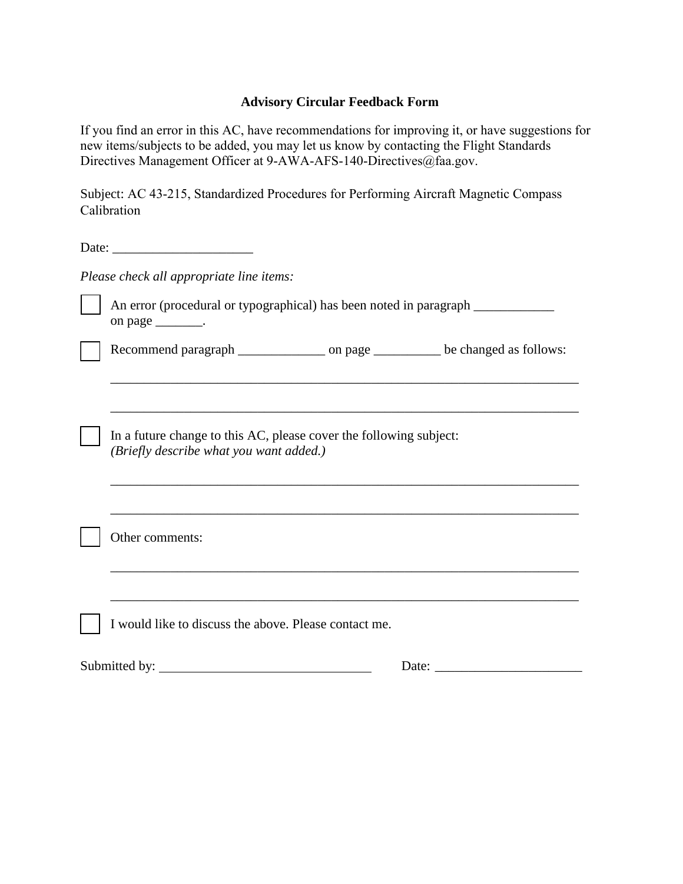**Advisory Circular Feedback Form**

If you find an error in this AC, have recommendations for improving it, or have suggestions for new items/subjects to be added, you may let us know by contacting the Flight Standards Directives Management Officer at 9-AWA-AFS-140-Directives@faa.gov.

Subject: AC 43-215, Standardized Procedures for Performing Aircraft Magnetic Compass Calibration

Date: _____________________

*Please check all appropriate line items:*

☐ An error (procedural or typographical) has been noted in paragraph ____________ on page _______.

☐ Recommend paragraph _____________ on page __________ be changed as follows:

_________________________________________________________________________

_________________________________________________________________________

☐ In a future change to this AC, please cover the following subject: *(Briefly describe what you want added.)*

_________________________________________________________________________

_________________________________________________________________________

☐ Other comments:

_________________________________________________________________________

_________________________________________________________________________

☐ I would like to discuss the above. Please contact me.

Submitted by: ________________________________ Date: ______________________